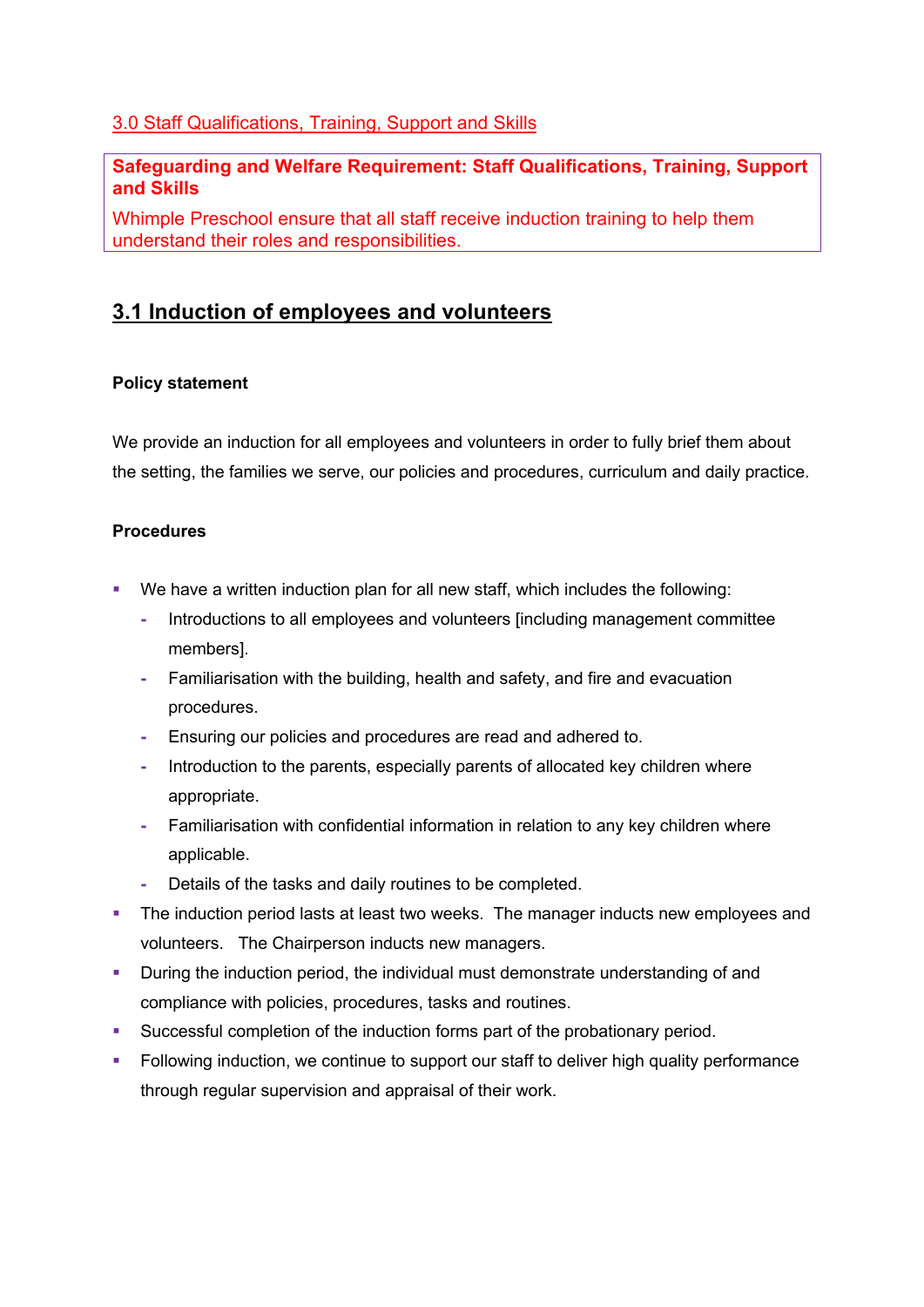## 3.0 Staff Qualifications, Training, Support and Skills

**Safeguarding and Welfare Requirement: Staff Qualifications, Training, Support and Skills**

Whimple Preschool ensure that all staff receive induction training to help them understand their roles and responsibilities.

## 3.1 Induction of employees and volunteers

**Policy statement**

We provide an induction for all employees and volunteers in order to fully brief them about the setting, the families we serve, our policies and procedures, curriculum and daily practice.

**Procedures**

- We have a written induction plan for all new staff, which includes the following:
  - Introductions to all employees and volunteers [including management committee members].
  - Familiarisation with the building, health and safety, and fire and evacuation procedures.
  - Ensuring our policies and procedures are read and adhered to.
  - Introduction to the parents, especially parents of allocated key children where appropriate.
  - Familiarisation with confidential information in relation to any key children where applicable.
  - Details of the tasks and daily routines to be completed.
- The induction period lasts at least two weeks. The manager inducts new employees and volunteers. The Chairperson inducts new managers.
- During the induction period, the individual must demonstrate understanding of and compliance with policies, procedures, tasks and routines.
- Successful completion of the induction forms part of the probationary period.
- Following induction, we continue to support our staff to deliver high quality performance through regular supervision and appraisal of their work.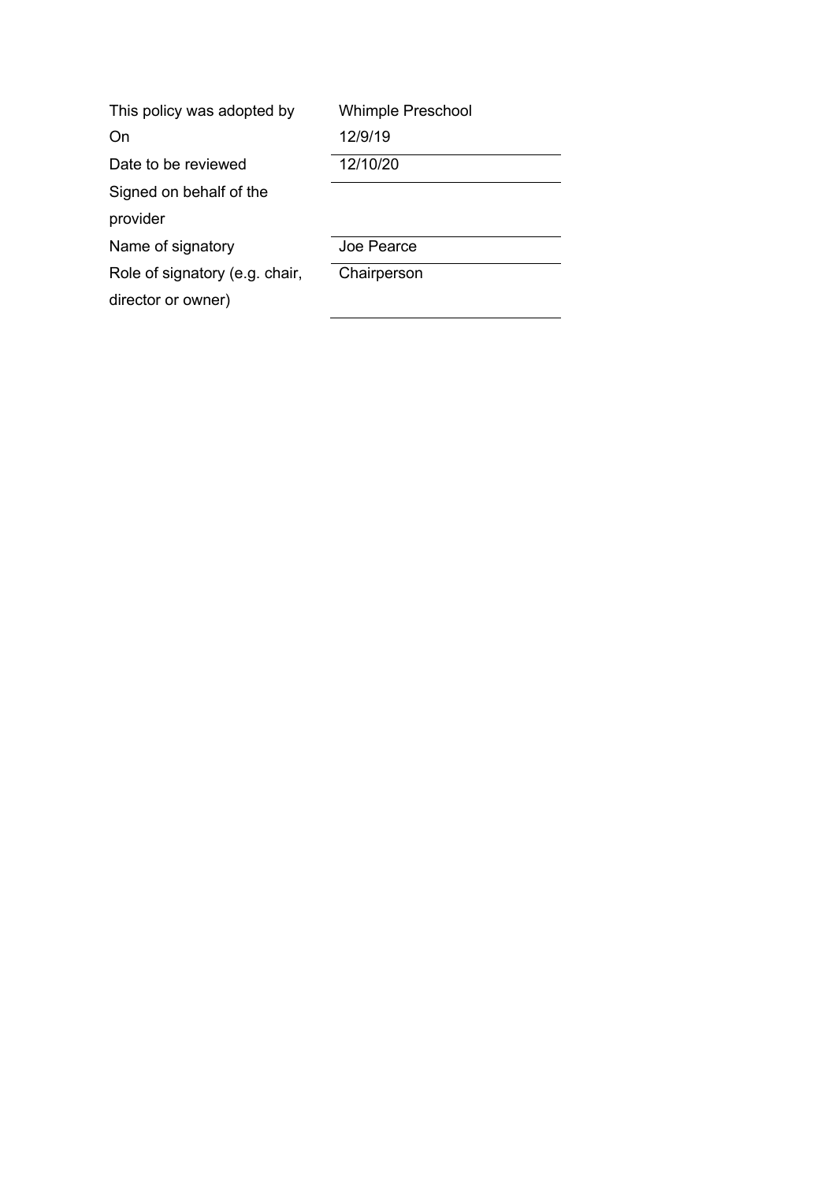| | |
|---|---|
| This policy was adopted by | Whimple Preschool |
| On | 12/9/19 |
| Date to be reviewed | 12/10/20 |
| Signed on behalf of the provider | |
| Name of signatory | Joe Pearce |
| Role of signatory (e.g. chair, director or owner) | Chairperson |